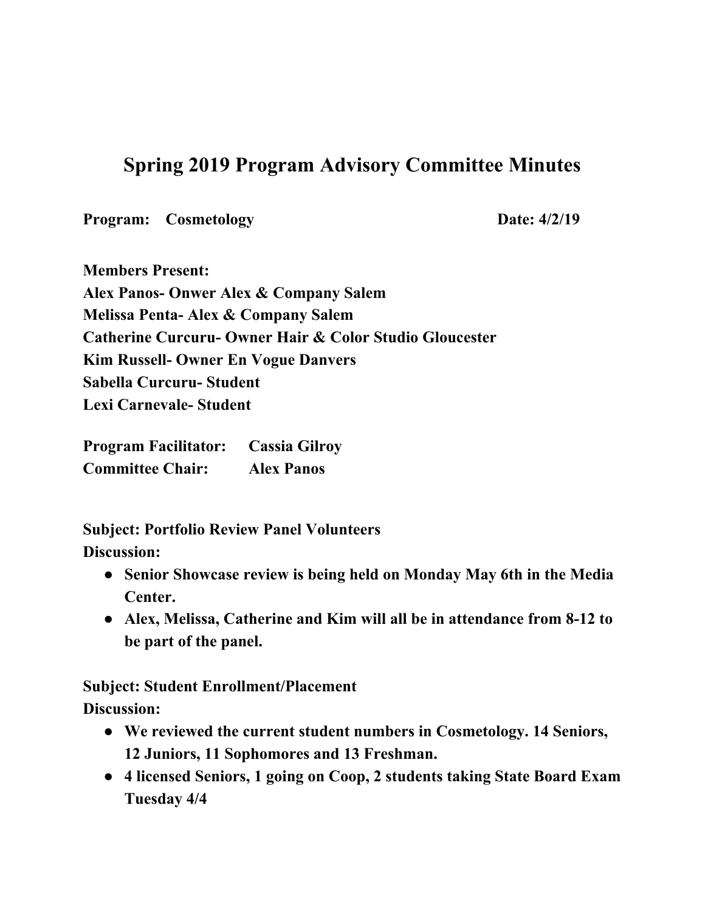# Spring 2019 Program Advisory Committee Minutes

**Program: Cosmetology** **Date: 4/2/19**

**Members Present:**
**Alex Panos- Onwer Alex & Company Salem**
**Melissa Penta- Alex & Company Salem**
**Catherine Curcuru- Owner Hair & Color Studio Gloucester**
**Kim Russell- Owner En Vogue Danvers**
**Sabella Curcuru- Student**
**Lexi Carnevale- Student**

**Program Facilitator: Cassia Gilroy**
**Committee Chair: Alex Panos**

**Subject: Portfolio Review Panel Volunteers**
**Discussion:**

- **Senior Showcase review is being held on Monday May 6th in the Media Center.**
- **Alex, Melissa, Catherine and Kim will all be in attendance from 8-12 to be part of the panel.**

**Subject: Student Enrollment/Placement**
**Discussion:**

- **We reviewed the current student numbers in Cosmetology. 14 Seniors, 12 Juniors, 11 Sophomores and 13 Freshman.**
- **4 licensed Seniors, 1 going on Coop, 2 students taking State Board Exam Tuesday 4/4**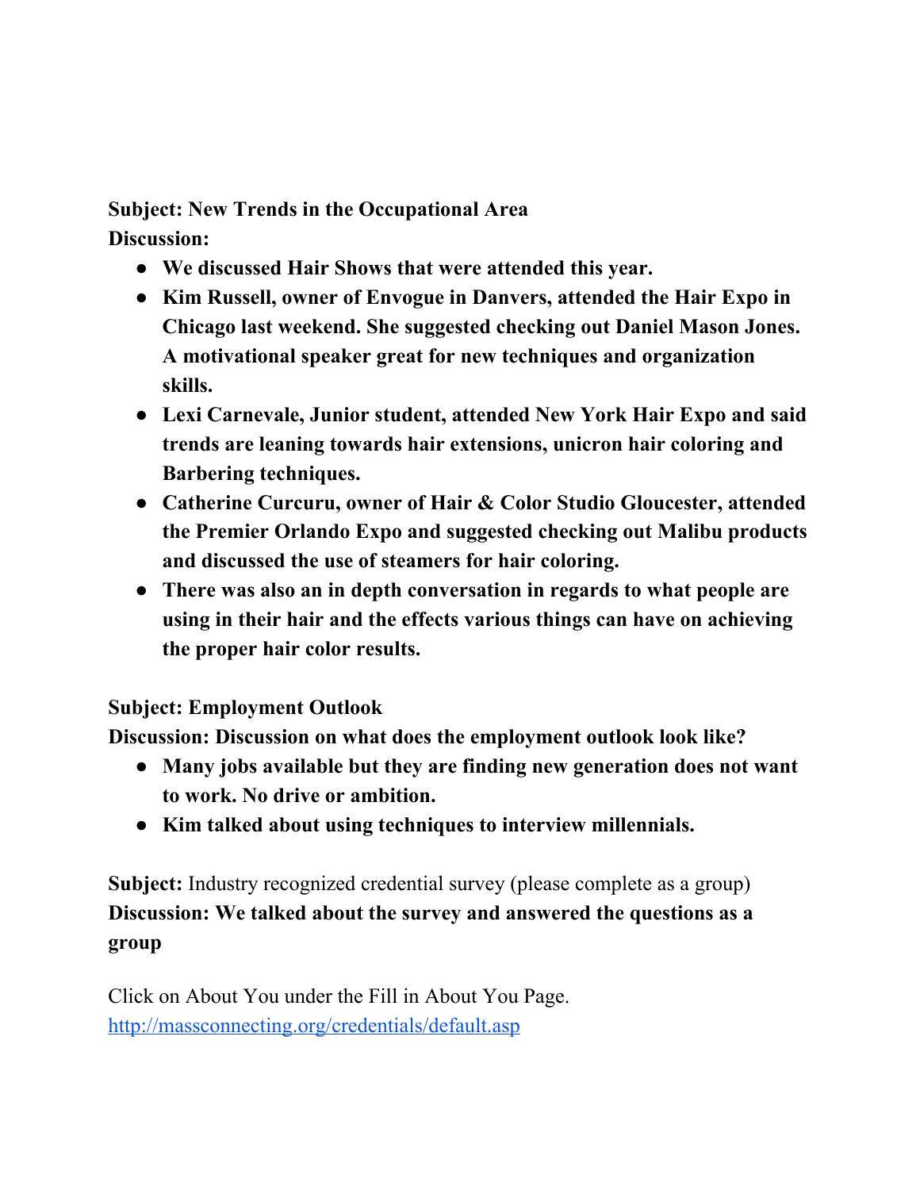**Subject: New Trends in the Occupational Area**
**Discussion:**

- **We discussed Hair Shows that were attended this year.**
- **Kim Russell, owner of Envogue in Danvers, attended the Hair Expo in Chicago last weekend. She suggested checking out Daniel Mason Jones. A motivational speaker great for new techniques and organization skills.**
- **Lexi Carnevale, Junior student, attended New York Hair Expo and said trends are leaning towards hair extensions, unicron hair coloring and Barbering techniques.**
- **Catherine Curcuru, owner of Hair & Color Studio Gloucester, attended the Premier Orlando Expo and suggested checking out Malibu products and discussed the use of steamers for hair coloring.**
- **There was also an in depth conversation in regards to what people are using in their hair and the effects various things can have on achieving the proper hair color results.**

**Subject: Employment Outlook**
**Discussion: Discussion on what does the employment outlook look like?**

- **Many jobs available but they are finding new generation does not want to work. No drive or ambition.**
- **Kim talked about using techniques to interview millennials.**

**Subject:** Industry recognized credential survey (please complete as a group)
**Discussion: We talked about the survey and answered the questions as a group**

Click on About You under the Fill in About You Page.
[http://massconnecting.org/credentials/default.asp](http://massconnecting.org/credentials/default.asp)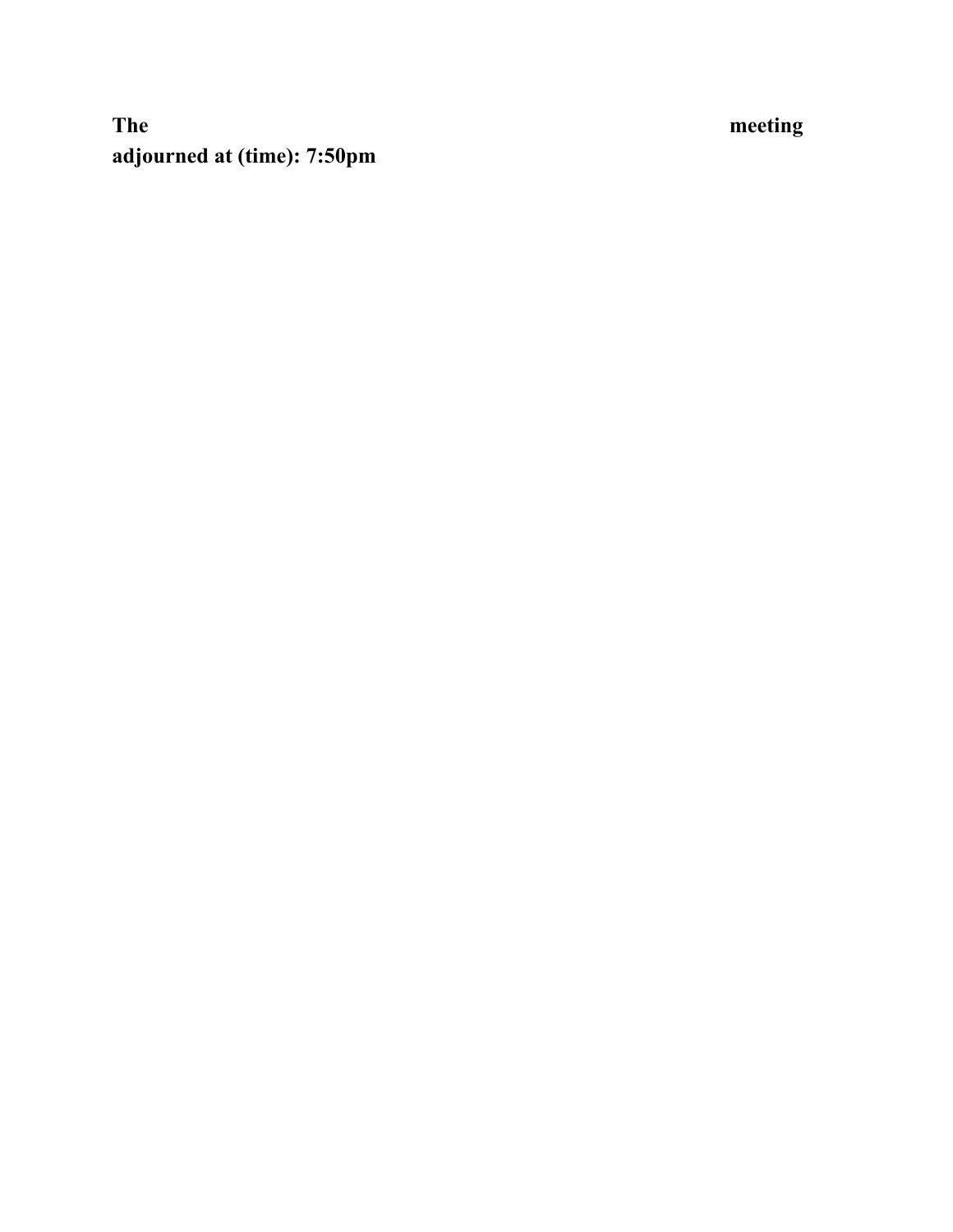**The meeting adjourned at (time): 7:50pm**